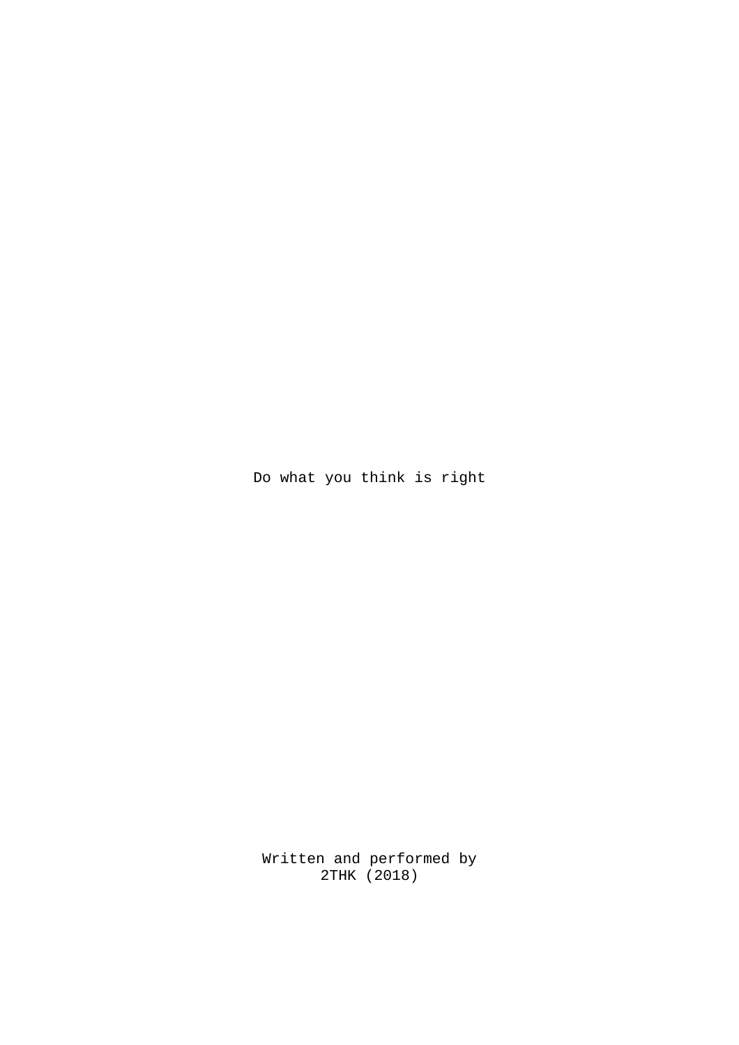# Do what you think is right

Written and performed by
2THK (2018)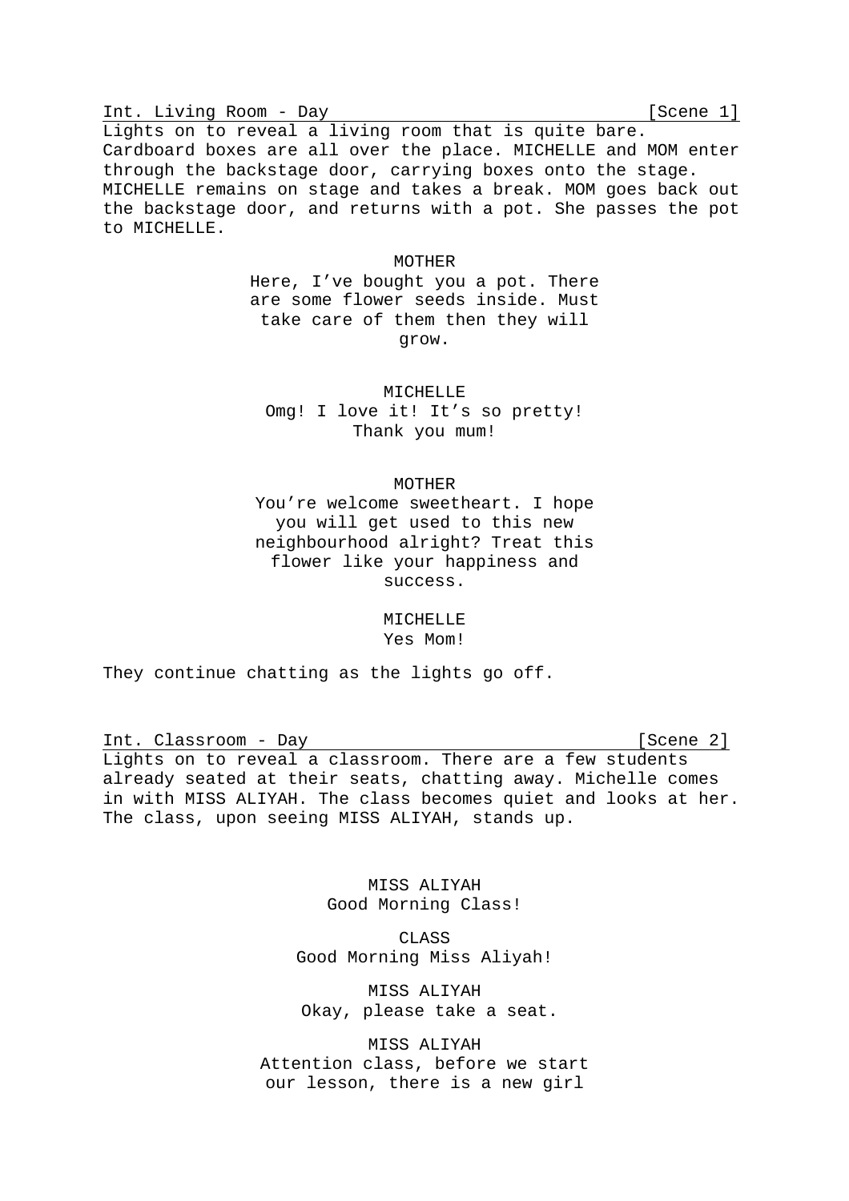Int. Living Room - Day [Scene 1]

Lights on to reveal a living room that is quite bare. Cardboard boxes are all over the place. MICHELLE and MOM enter through the backstage door, carrying boxes onto the stage. MICHELLE remains on stage and takes a break. MOM goes back out the backstage door, and returns with a pot. She passes the pot to MICHELLE.

MOTHER
Here, I've bought you a pot. There are some flower seeds inside. Must take care of them then they will grow.

MICHELLE
Omg! I love it! It's so pretty! Thank you mum!

MOTHER
You're welcome sweetheart. I hope you will get used to this new neighbourhood alright? Treat this flower like your happiness and success.

MICHELLE
Yes Mom!

They continue chatting as the lights go off.

Int. Classroom - Day [Scene 2]

Lights on to reveal a classroom. There are a few students already seated at their seats, chatting away. Michelle comes in with MISS ALIYAH. The class becomes quiet and looks at her. The class, upon seeing MISS ALIYAH, stands up.

MISS ALIYAH
Good Morning Class!

CLASS
Good Morning Miss Aliyah!

MISS ALIYAH
Okay, please take a seat.

MISS ALIYAH
Attention class, before we start our lesson, there is a new girl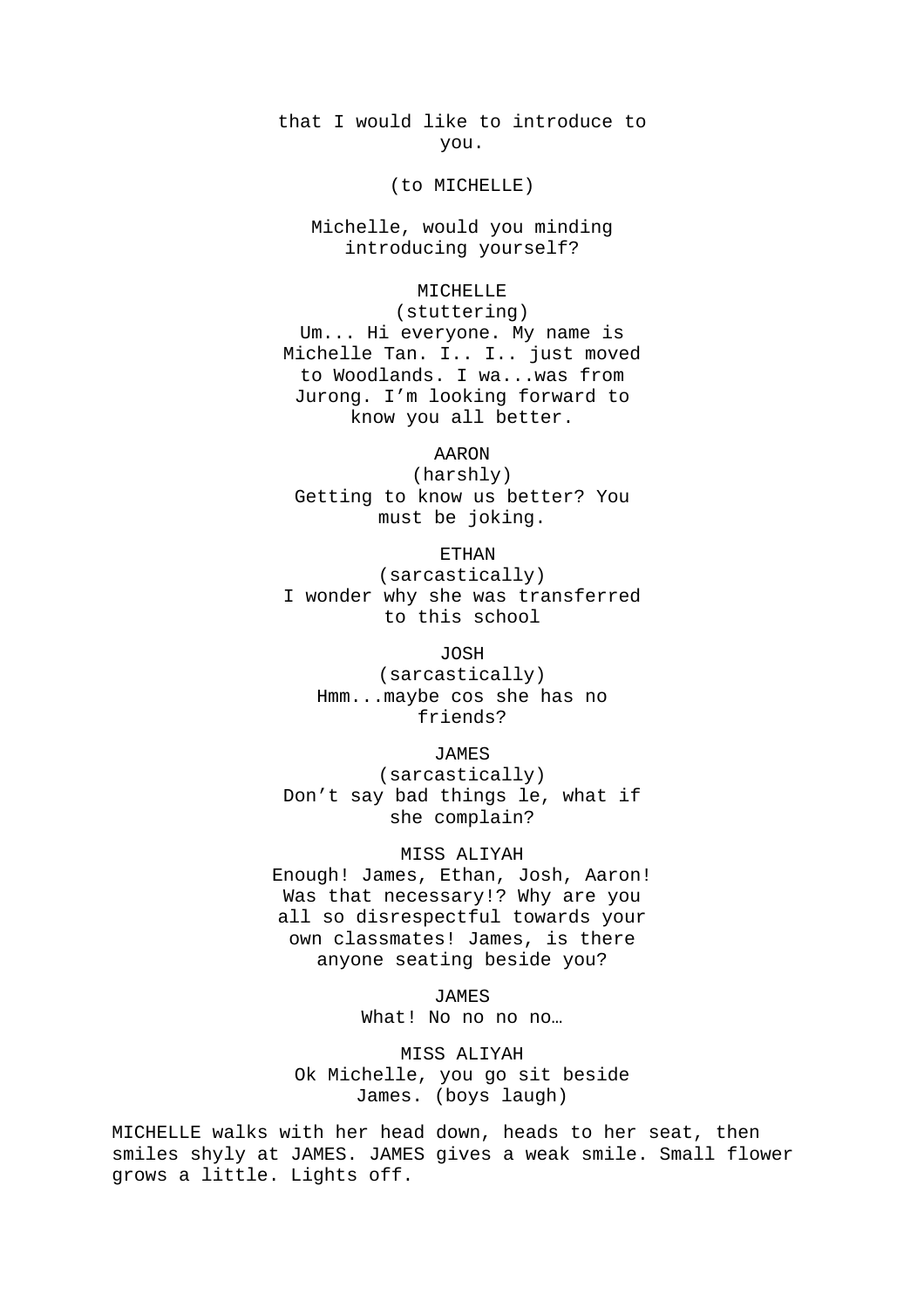that I would like to introduce to you.

(to MICHELLE)

Michelle, would you minding introducing yourself?

MICHELLE
(stuttering)
Um... Hi everyone. My name is Michelle Tan. I.. I.. just moved to Woodlands. I wa...was from Jurong. I'm looking forward to know you all better.

AARON
(harshly)
Getting to know us better? You must be joking.

ETHAN
(sarcastically)
I wonder why she was transferred to this school

JOSH
(sarcastically)
Hmm...maybe cos she has no friends?

JAMES
(sarcastically)
Don't say bad things le, what if she complain?

MISS ALIYAH
Enough! James, Ethan, Josh, Aaron! Was that necessary!? Why are you all so disrespectful towards your own classmates! James, is there anyone seating beside you?

JAMES
What! No no no no…

MISS ALIYAH
Ok Michelle, you go sit beside James. (boys laugh)

MICHELLE walks with her head down, heads to her seat, then smiles shyly at JAMES. JAMES gives a weak smile. Small flower grows a little. Lights off.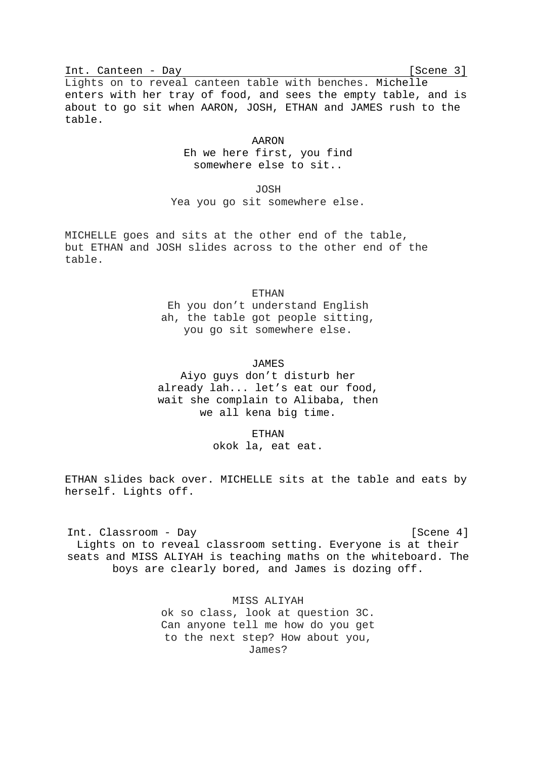Int. Canteen - Day [Scene 3]

Lights on to reveal canteen table with benches. Michelle enters with her tray of food, and sees the empty table, and is about to go sit when AARON, JOSH, ETHAN and JAMES rush to the table.

AARON
Eh we here first, you find somewhere else to sit..

JOSH
Yea you go sit somewhere else.

MICHELLE goes and sits at the other end of the table, but ETHAN and JOSH slides across to the other end of the table.

ETHAN
Eh you don’t understand English ah, the table got people sitting, you go sit somewhere else.

JAMES
Aiyo guys don’t disturb her already lah... let’s eat our food, wait she complain to Alibaba, then we all kena big time.

ETHAN
okok la, eat eat.

ETHAN slides back over. MICHELLE sits at the table and eats by herself. Lights off.

Int. Classroom - Day [Scene 4]

Lights on to reveal classroom setting. Everyone is at their seats and MISS ALIYAH is teaching maths on the whiteboard. The boys are clearly bored, and James is dozing off.

MISS ALIYAH
ok so class, look at question 3C. Can anyone tell me how do you get to the next step? How about you, James?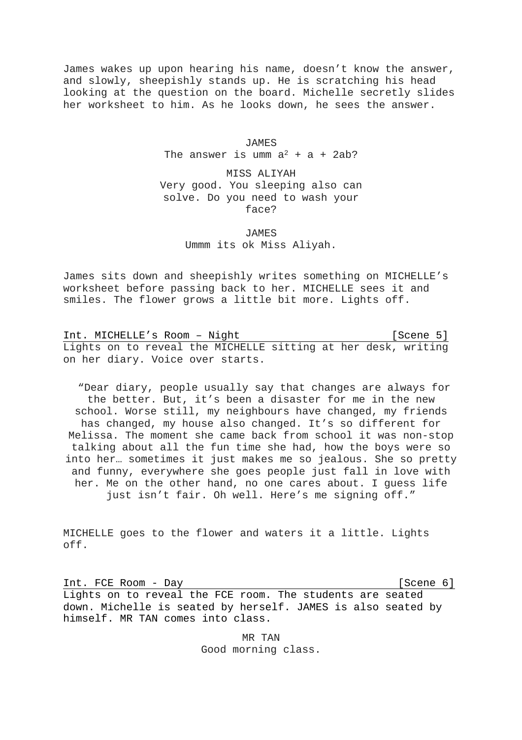James wakes up upon hearing his name, doesn't know the answer, and slowly, sheepishly stands up. He is scratching his head looking at the question on the board. Michelle secretly slides her worksheet to him. As he looks down, he sees the answer.

JAMES
The answer is umm $a^2 + a + 2ab$?

MISS ALIYAH
Very good. You sleeping also can solve. Do you need to wash your face?

JAMES
Ummm its ok Miss Aliyah.

James sits down and sheepishly writes something on MICHELLE's worksheet before passing back to her. MICHELLE sees it and smiles. The flower grows a little bit more. Lights off.

Int. MICHELLE's Room – Night [Scene 5]

Lights on to reveal the MICHELLE sitting at her desk, writing on her diary. Voice over starts.

"Dear diary, people usually say that changes are always for the better. But, it's been a disaster for me in the new school. Worse still, my neighbours have changed, my friends has changed, my house also changed. It's so different for Melissa. The moment she came back from school it was non-stop talking about all the fun time she had, how the boys were so into her… sometimes it just makes me so jealous. She so pretty and funny, everywhere she goes people just fall in love with her. Me on the other hand, no one cares about. I guess life just isn't fair. Oh well. Here's me signing off."

MICHELLE goes to the flower and waters it a little. Lights off.

Int. FCE Room - Day [Scene 6]

Lights on to reveal the FCE room. The students are seated down. Michelle is seated by herself. JAMES is also seated by himself. MR TAN comes into class.

MR TAN
Good morning class.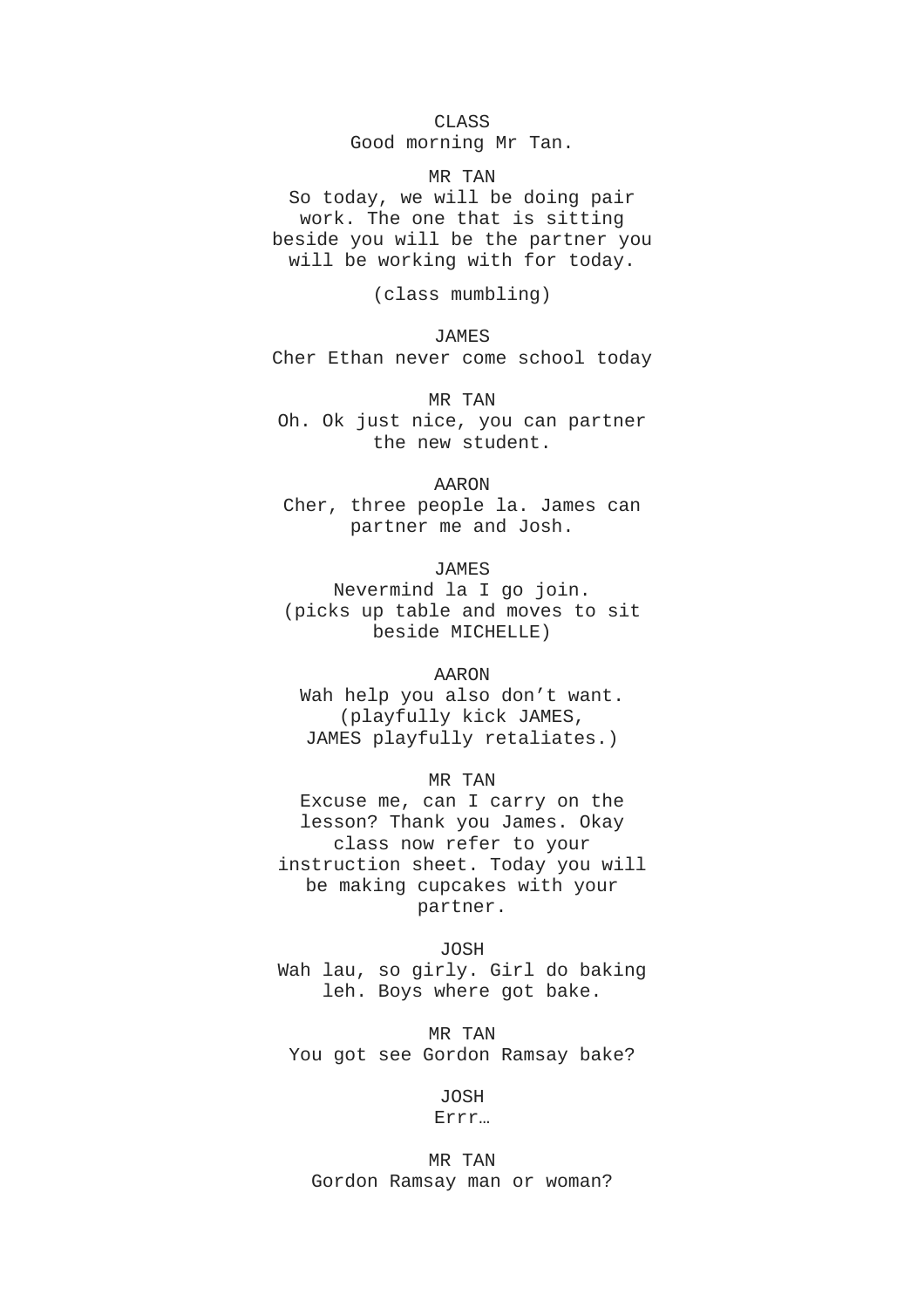CLASS
Good morning Mr Tan.

MR TAN
So today, we will be doing pair work. The one that is sitting beside you will be the partner you will be working with for today.

(class mumbling)

JAMES
Cher Ethan never come school today

MR TAN
Oh. Ok just nice, you can partner the new student.

AARON
Cher, three people la. James can partner me and Josh.

JAMES
Nevermind la I go join.
(picks up table and moves to sit beside MICHELLE)

AARON
Wah help you also don't want.
(playfully kick JAMES, JAMES playfully retaliates.)

MR TAN
Excuse me, can I carry on the lesson? Thank you James. Okay class now refer to your instruction sheet. Today you will be making cupcakes with your partner.

JOSH
Wah lau, so girly. Girl do baking leh. Boys where got bake.

MR TAN
You got see Gordon Ramsay bake?

JOSH
Errr…

MR TAN
Gordon Ramsay man or woman?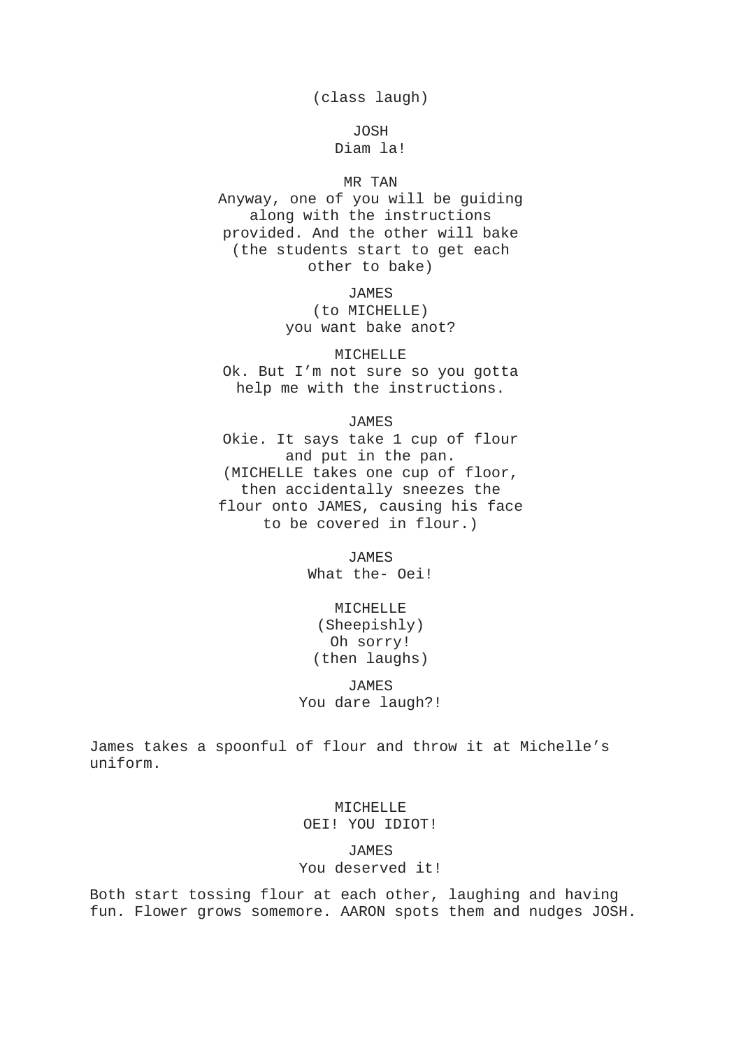(class laugh)

JOSH
Diam la!

MR TAN
Anyway, one of you will be guiding along with the instructions provided. And the other will bake
(the students start to get each other to bake)

JAMES
(to MICHELLE)
you want bake anot?

MICHELLE
Ok. But I'm not sure so you gotta help me with the instructions.

JAMES
Okie. It says take 1 cup of flour and put in the pan.
(MICHELLE takes one cup of floor, then accidentally sneezes the flour onto JAMES, causing his face to be covered in flour.)

JAMES
What the- Oei!

MICHELLE
(Sheepishly)
Oh sorry!
(then laughs)

JAMES
You dare laugh?!

James takes a spoonful of flour and throw it at Michelle's uniform.

MICHELLE
OEI! YOU IDIOT!

JAMES
You deserved it!

Both start tossing flour at each other, laughing and having fun. Flower grows somemore. AARON spots them and nudges JOSH.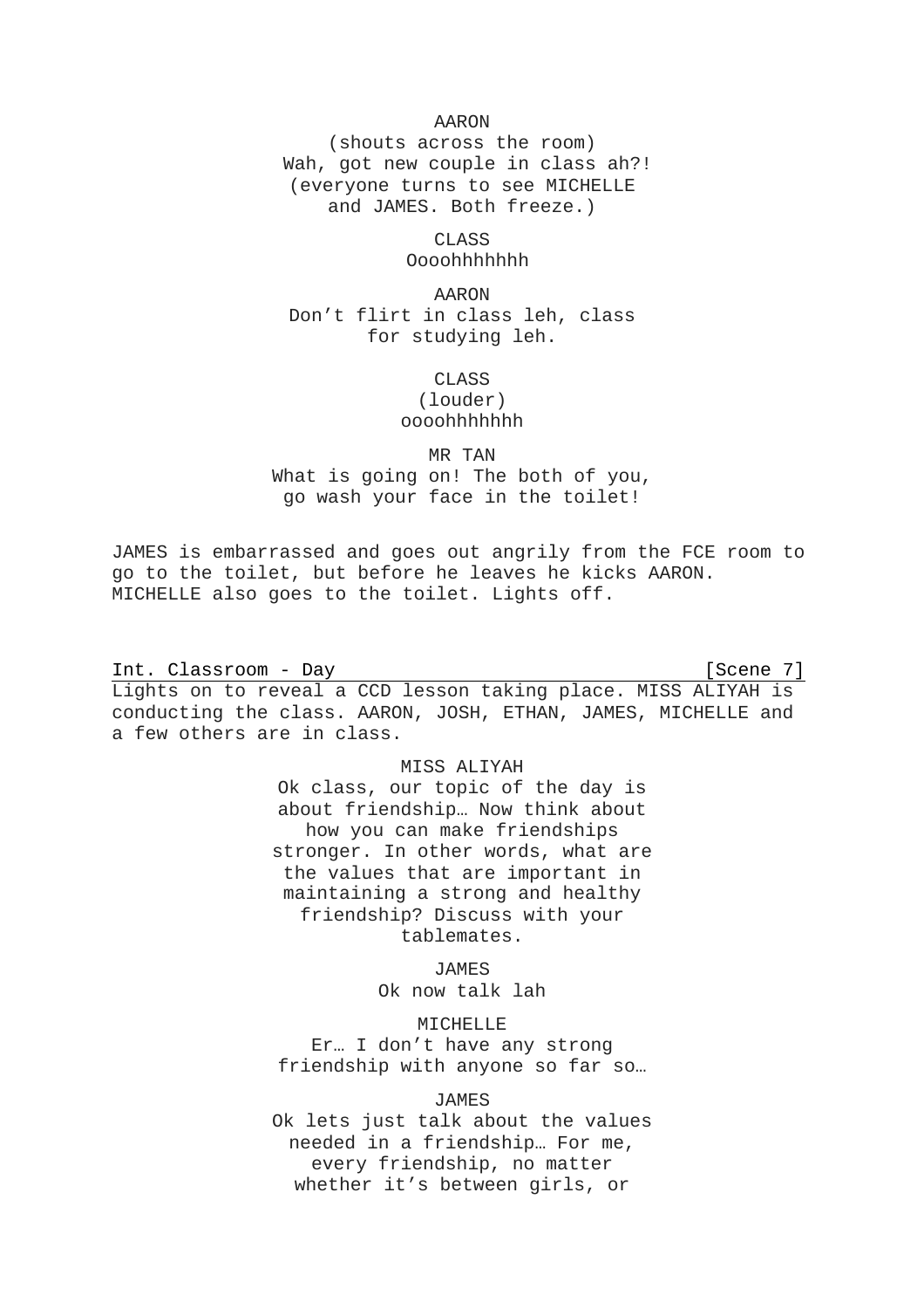AARON

(shouts across the room)

Wah, got new couple in class ah?!

(everyone turns to see MICHELLE and JAMES. Both freeze.)

CLASS

Oooohhhhhhh

AARON

Don't flirt in class leh, class for studying leh.

CLASS

(louder)

oooohhhhhhh

MR TAN

What is going on! The both of you, go wash your face in the toilet!

JAMES is embarrassed and goes out angrily from the FCE room to go to the toilet, but before he leaves he kicks AARON. MICHELLE also goes to the toilet. Lights off.

<u>Int. Classroom - Day [Scene 7]</u>

Lights on to reveal a CCD lesson taking place. MISS ALIYAH is conducting the class. AARON, JOSH, ETHAN, JAMES, MICHELLE and a few others are in class.

MISS ALIYAH

Ok class, our topic of the day is about friendship… Now think about how you can make friendships stronger. In other words, what are the values that are important in maintaining a strong and healthy friendship? Discuss with your tablemates.

JAMES

Ok now talk lah

MICHELLE

Er… I don't have any strong friendship with anyone so far so…

JAMES

Ok lets just talk about the values needed in a friendship… For me, every friendship, no matter whether it's between girls, or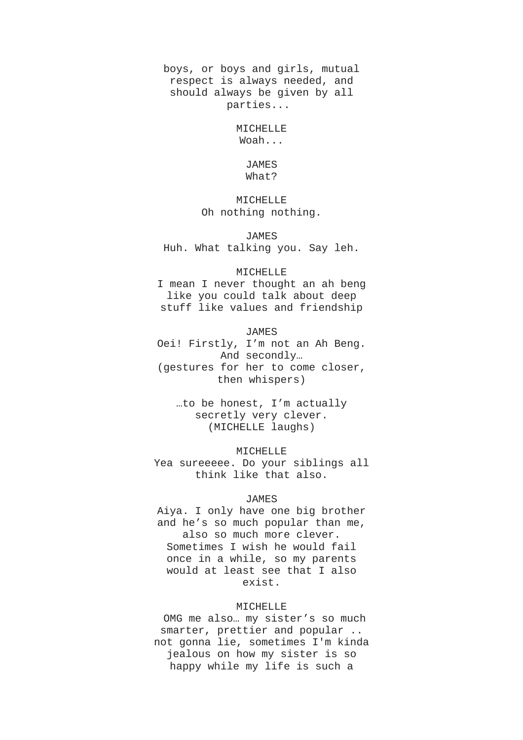boys, or boys and girls, mutual respect is always needed, and should always be given by all parties...

MICHELLE
Woah...

JAMES
What?

MICHELLE
Oh nothing nothing.

JAMES
Huh. What talking you. Say leh.

MICHELLE
I mean I never thought an ah beng like you could talk about deep stuff like values and friendship

JAMES
Oei! Firstly, I'm not an Ah Beng. And secondly…
(gestures for her to come closer, then whispers)

…to be honest, I'm actually secretly very clever.
(MICHELLE laughs)

MICHELLE
Yea sureeeee. Do your siblings all think like that also.

JAMES
Aiya. I only have one big brother and he's so much popular than me, also so much more clever. Sometimes I wish he would fail once in a while, so my parents would at least see that I also exist.

MICHELLE
OMG me also… my sister's so much smarter, prettier and popular .. not gonna lie, sometimes I'm kinda jealous on how my sister is so happy while my life is such a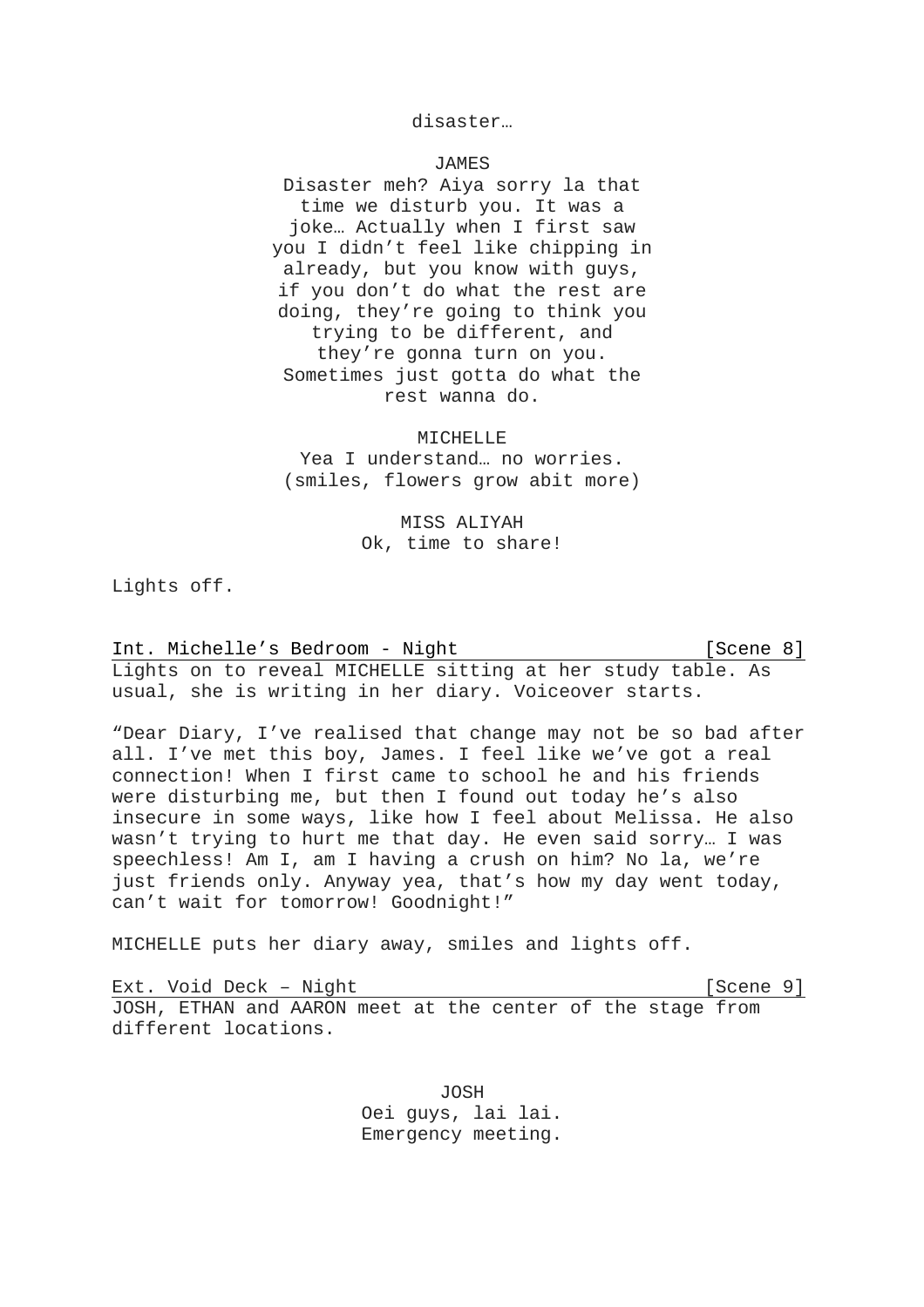disaster…

JAMES

Disaster meh? Aiya sorry la that time we disturb you. It was a joke… Actually when I first saw you I didn't feel like chipping in already, but you know with guys, if you don't do what the rest are doing, they're going to think you trying to be different, and they're gonna turn on you. Sometimes just gotta do what the rest wanna do.

MICHELLE

Yea I understand… no worries.
(smiles, flowers grow abit more)

MISS ALIYAH

Ok, time to share!

Lights off.

Int. Michelle's Bedroom - Night [Scene 8]

Lights on to reveal MICHELLE sitting at her study table. As usual, she is writing in her diary. Voiceover starts.

"Dear Diary, I've realised that change may not be so bad after all. I've met this boy, James. I feel like we've got a real connection! When I first came to school he and his friends were disturbing me, but then I found out today he's also insecure in some ways, like how I feel about Melissa. He also wasn't trying to hurt me that day. He even said sorry… I was speechless! Am I, am I having a crush on him? No la, we're just friends only. Anyway yea, that's how my day went today, can't wait for tomorrow! Goodnight!"

MICHELLE puts her diary away, smiles and lights off.

Ext. Void Deck – Night [Scene 9]

JOSH, ETHAN and AARON meet at the center of the stage from different locations.

JOSH

Oei guys, lai lai.
Emergency meeting.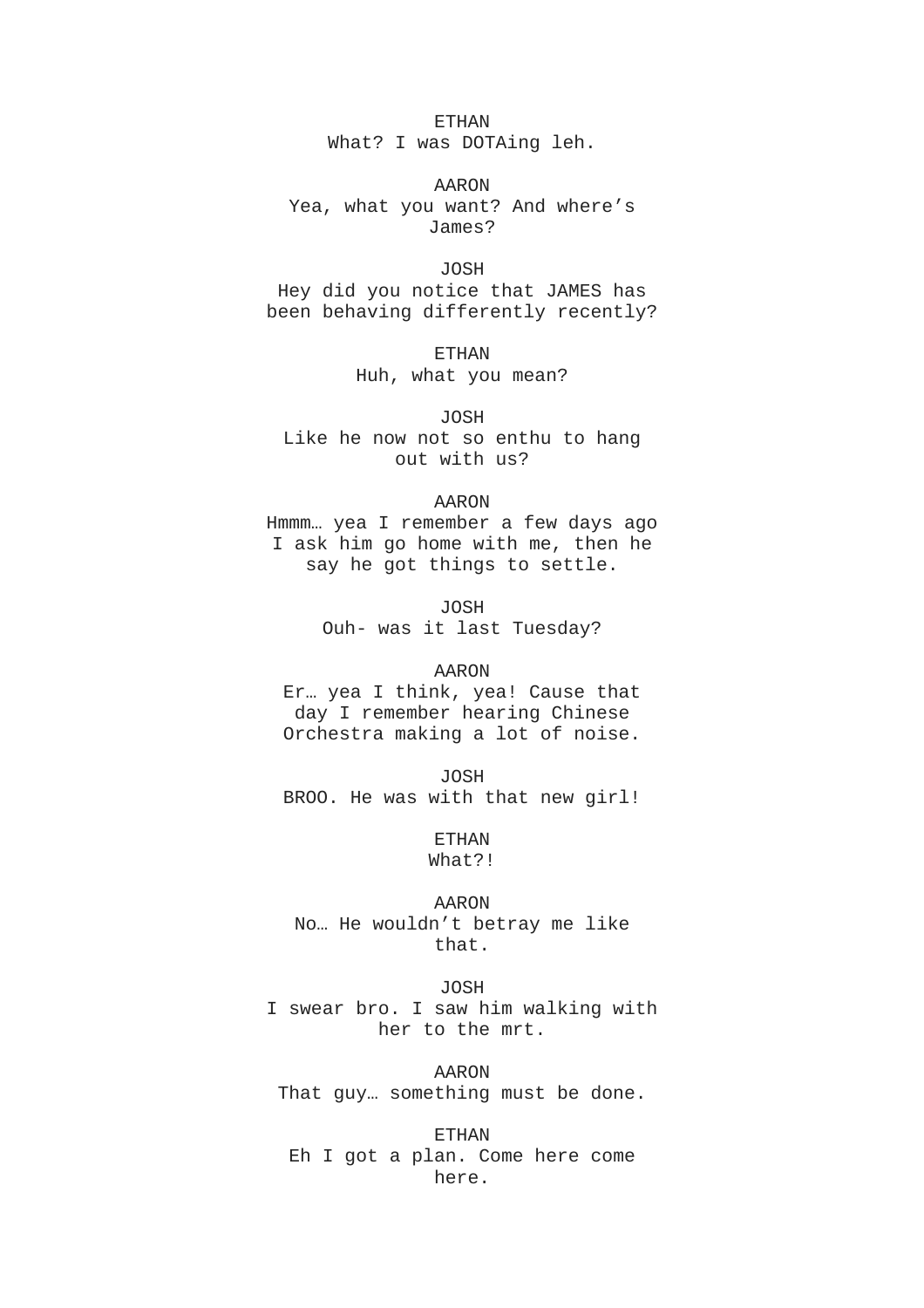ETHAN
What? I was DOTAing leh.

AARON
Yea, what you want? And where's James?

JOSH
Hey did you notice that JAMES has been behaving differently recently?

ETHAN
Huh, what you mean?

JOSH
Like he now not so enthu to hang out with us?

AARON
Hmmm… yea I remember a few days ago I ask him go home with me, then he say he got things to settle.

JOSH
Ouh- was it last Tuesday?

AARON
Er… yea I think, yea! Cause that day I remember hearing Chinese Orchestra making a lot of noise.

JOSH
BROO. He was with that new girl!

ETHAN
What?!

AARON
No… He wouldn't betray me like that.

JOSH
I swear bro. I saw him walking with her to the mrt.

AARON
That guy… something must be done.

ETHAN
Eh I got a plan. Come here come here.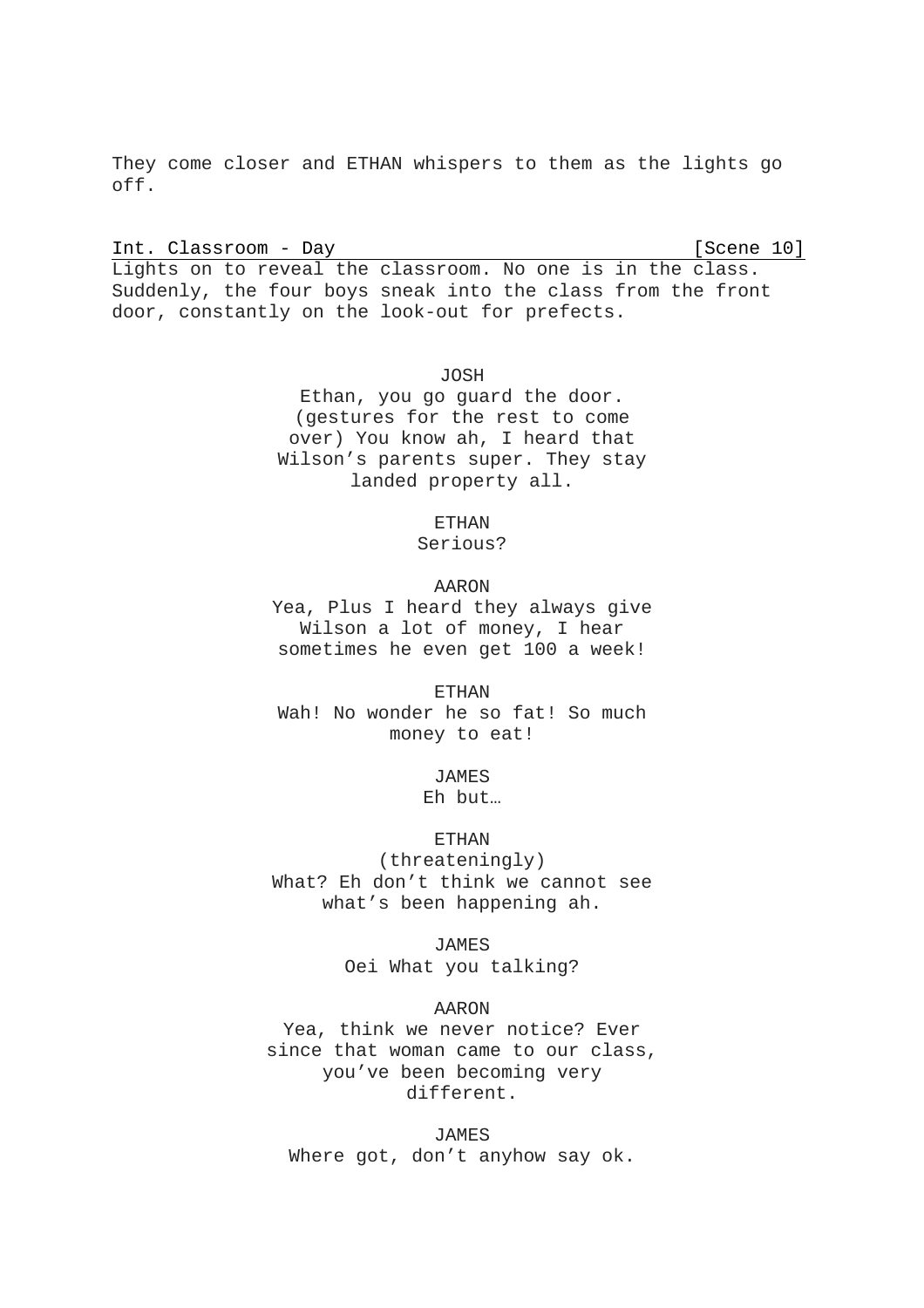They come closer and ETHAN whispers to them as the lights go off.

Int. Classroom - Day [Scene 10]

Lights on to reveal the classroom. No one is in the class. Suddenly, the four boys sneak into the class from the front door, constantly on the look-out for prefects.

JOSH

Ethan, you go guard the door. (gestures for the rest to come over) You know ah, I heard that Wilson's parents super. They stay landed property all.

ETHAN

Serious?

AARON

Yea, Plus I heard they always give Wilson a lot of money, I hear sometimes he even get 100 a week!

ETHAN

Wah! No wonder he so fat! So much money to eat!

JAMES

Eh but…

ETHAN

(threateningly)

What? Eh don't think we cannot see what's been happening ah.

JAMES

Oei What you talking?

AARON

Yea, think we never notice? Ever since that woman came to our class, you've been becoming very different.

JAMES

Where got, don't anyhow say ok.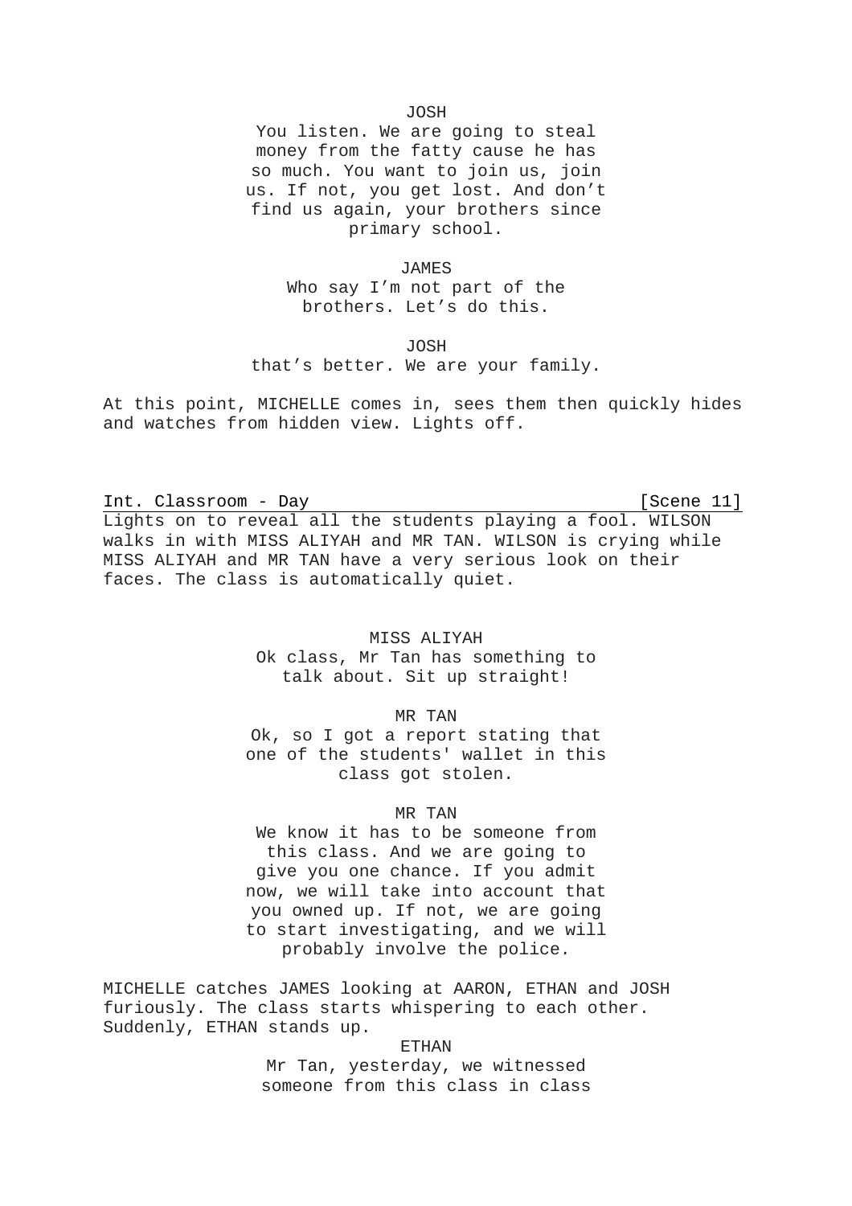JOSH

You listen. We are going to steal money from the fatty cause he has so much. You want to join us, join us. If not, you get lost. And don't find us again, your brothers since primary school.

JAMES

Who say I'm not part of the brothers. Let's do this.

JOSH

that's better. We are your family.

At this point, MICHELLE comes in, sees them then quickly hides and watches from hidden view. Lights off.

Int. Classroom - Day [Scene 11]

Lights on to reveal all the students playing a fool. WILSON walks in with MISS ALIYAH and MR TAN. WILSON is crying while MISS ALIYAH and MR TAN have a very serious look on their faces. The class is automatically quiet.

MISS ALIYAH

Ok class, Mr Tan has something to talk about. Sit up straight!

MR TAN

Ok, so I got a report stating that one of the students' wallet in this class got stolen.

MR TAN

We know it has to be someone from this class. And we are going to give you one chance. If you admit now, we will take into account that you owned up. If not, we are going to start investigating, and we will probably involve the police.

MICHELLE catches JAMES looking at AARON, ETHAN and JOSH furiously. The class starts whispering to each other. Suddenly, ETHAN stands up.

ETHAN

Mr Tan, yesterday, we witnessed someone from this class in class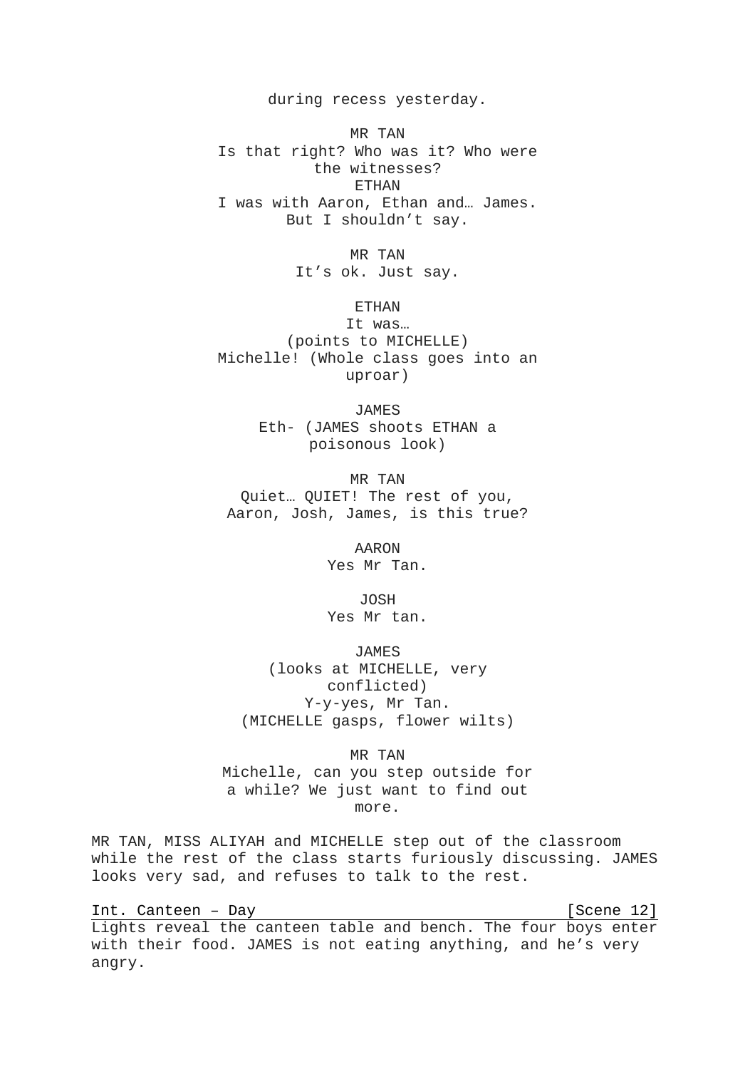during recess yesterday.

MR TAN
Is that right? Who was it? Who were the witnesses?

ETHAN
I was with Aaron, Ethan and… James. But I shouldn't say.

MR TAN
It's ok. Just say.

ETHAN
It was…
(points to MICHELLE)
Michelle! (Whole class goes into an uproar)

JAMES
Eth- (JAMES shoots ETHAN a poisonous look)

MR TAN
Quiet… QUIET! The rest of you, Aaron, Josh, James, is this true?

AARON
Yes Mr Tan.

JOSH
Yes Mr tan.

JAMES
(looks at MICHELLE, very conflicted)
Y-y-yes, Mr Tan.
(MICHELLE gasps, flower wilts)

MR TAN
Michelle, can you step outside for a while? We just want to find out more.

MR TAN, MISS ALIYAH and MICHELLE step out of the classroom while the rest of the class starts furiously discussing. JAMES looks very sad, and refuses to talk to the rest.

Int. Canteen – Day [Scene 12]

Lights reveal the canteen table and bench. The four boys enter with their food. JAMES is not eating anything, and he's very angry.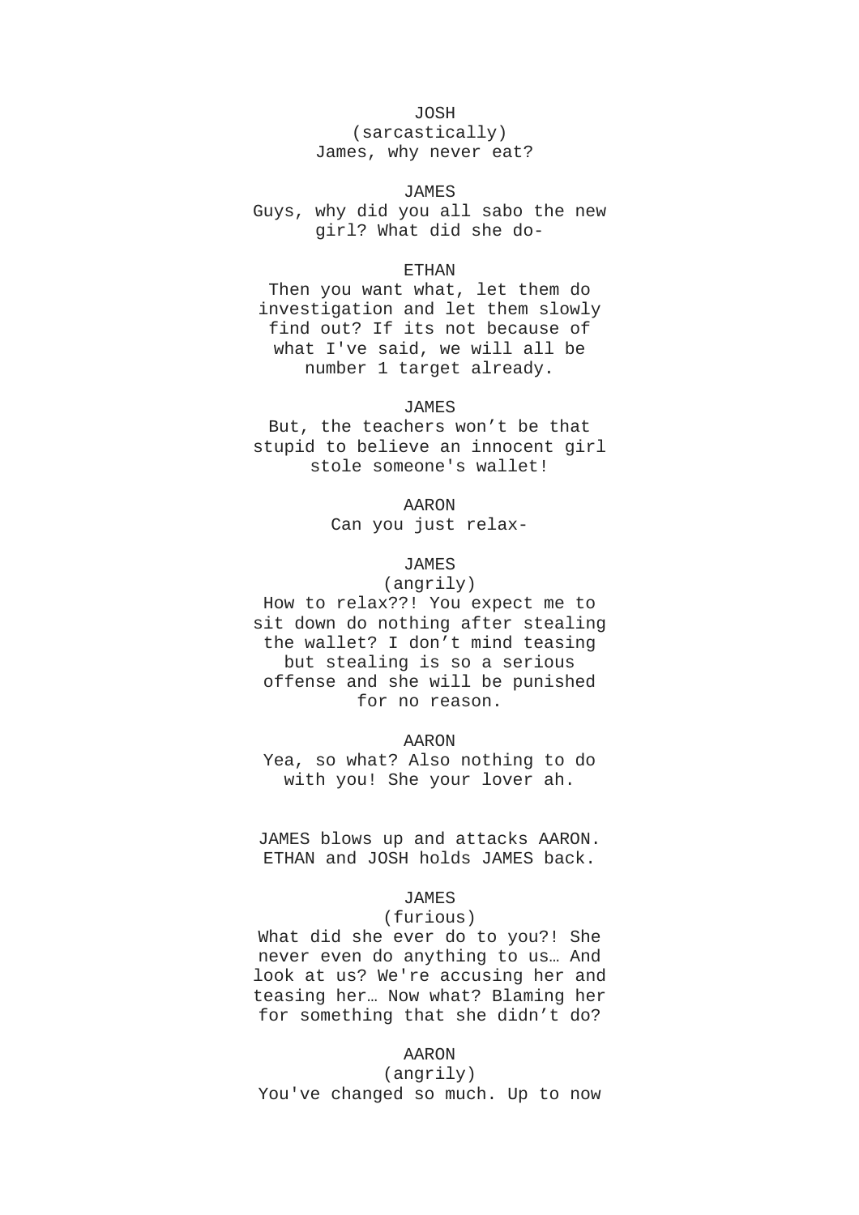JOSH
(sarcastically)
James, why never eat?

JAMES
Guys, why did you all sabo the new girl? What did she do-

ETHAN
Then you want what, let them do investigation and let them slowly find out? If its not because of what I've said, we will all be number 1 target already.

JAMES
But, the teachers won't be that stupid to believe an innocent girl stole someone's wallet!

AARON
Can you just relax-

JAMES
(angrily)
How to relax??! You expect me to sit down do nothing after stealing the wallet? I don't mind teasing but stealing is so a serious offense and she will be punished for no reason.

AARON
Yea, so what? Also nothing to do with you! She your lover ah.

JAMES blows up and attacks AARON. ETHAN and JOSH holds JAMES back.

JAMES
(furious)
What did she ever do to you?! She never even do anything to us… And look at us? We're accusing her and teasing her… Now what? Blaming her for something that she didn't do?

AARON
(angrily)
You've changed so much. Up to now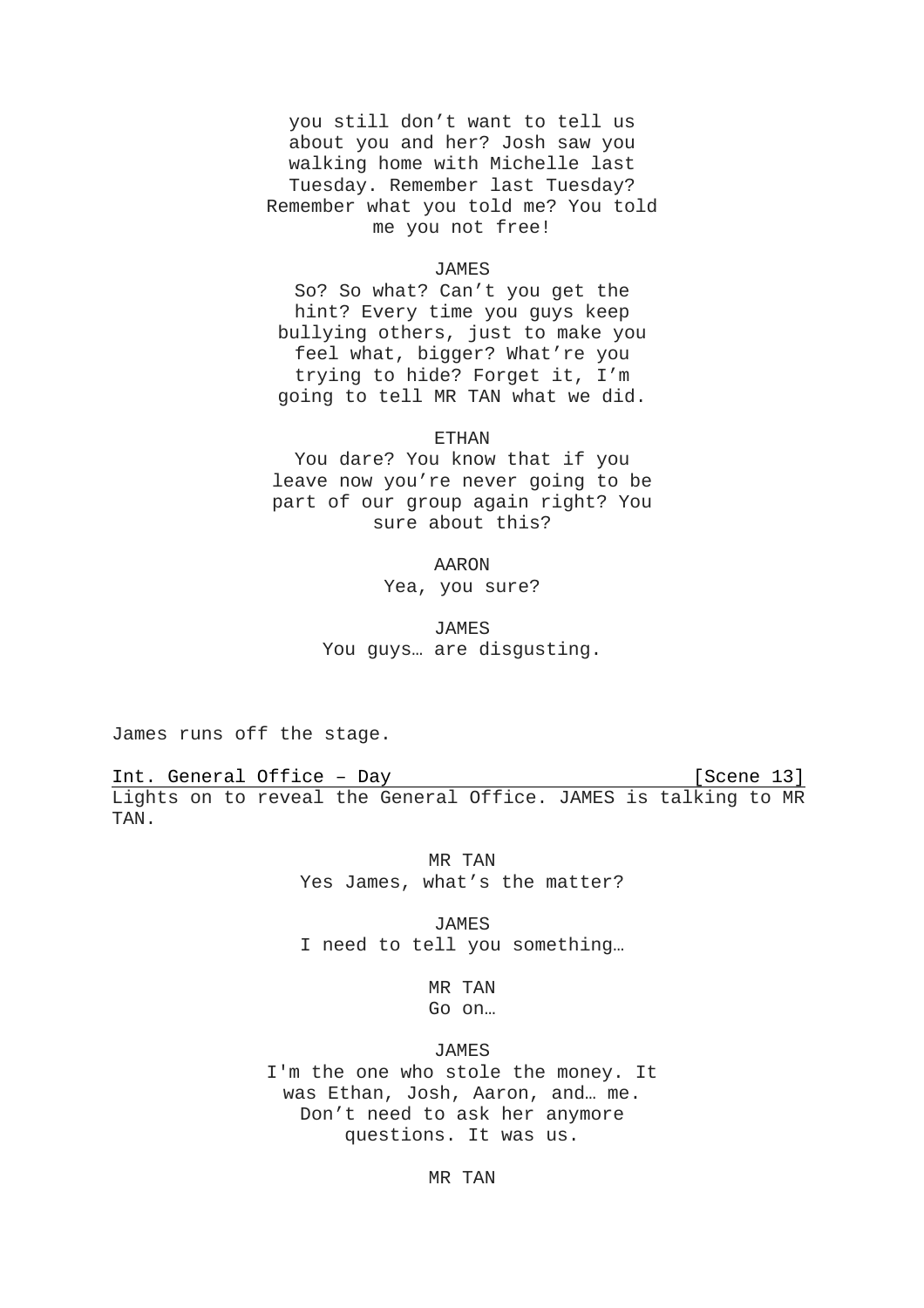you still don't want to tell us about you and her? Josh saw you walking home with Michelle last Tuesday. Remember last Tuesday? Remember what you told me? You told me you not free!

JAMES

So? So what? Can't you get the hint? Every time you guys keep bullying others, just to make you feel what, bigger? What're you trying to hide? Forget it, I'm going to tell MR TAN what we did.

ETHAN

You dare? You know that if you leave now you're never going to be part of our group again right? You sure about this?

AARON

Yea, you sure?

JAMES

You guys… are disgusting.

James runs off the stage.

<u>Int. General Office – Day [Scene 13]</u>

Lights on to reveal the General Office. JAMES is talking to MR TAN.

MR TAN

Yes James, what's the matter?

JAMES

I need to tell you something…

MR TAN

Go on…

JAMES

I'm the one who stole the money. It was Ethan, Josh, Aaron, and… me. Don't need to ask her anymore questions. It was us.

MR TAN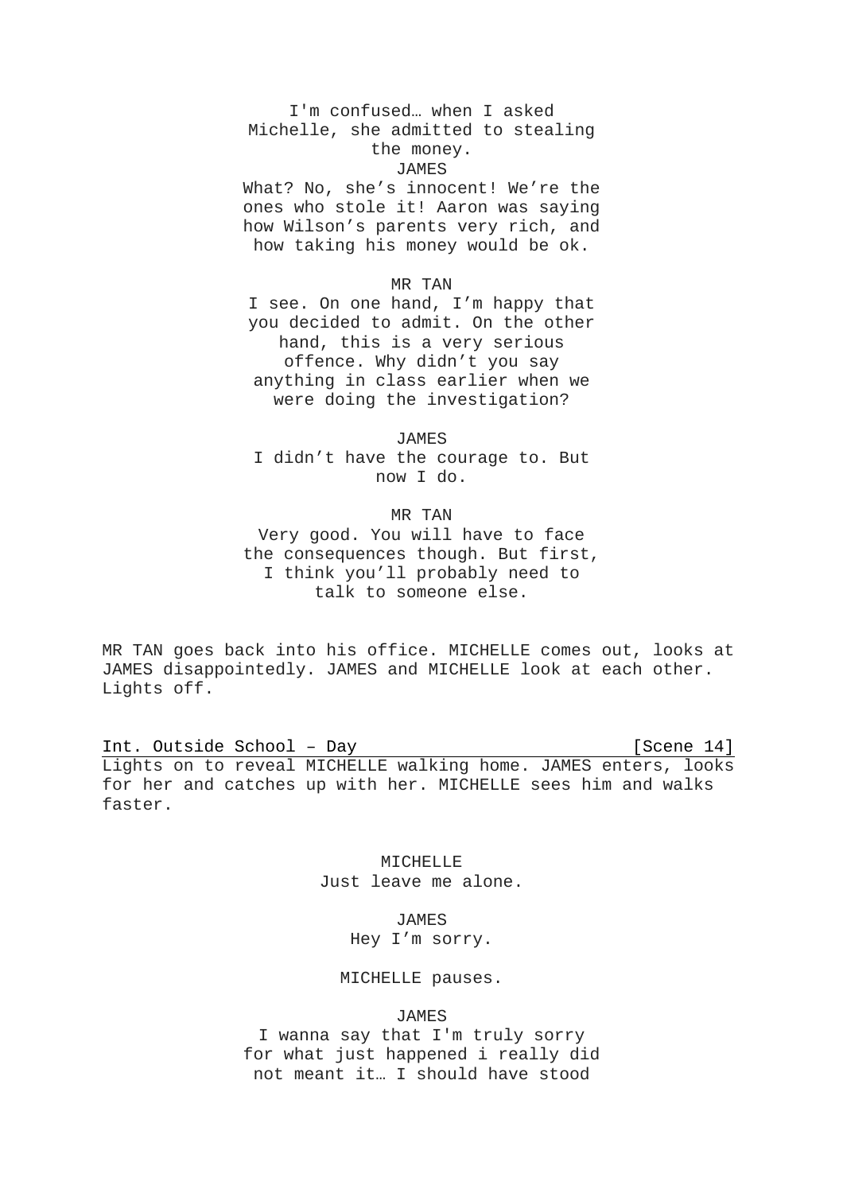I'm confused… when I asked Michelle, she admitted to stealing the money.

JAMES

What? No, she's innocent! We're the ones who stole it! Aaron was saying how Wilson's parents very rich, and how taking his money would be ok.

MR TAN

I see. On one hand, I'm happy that you decided to admit. On the other hand, this is a very serious offence. Why didn't you say anything in class earlier when we were doing the investigation?

JAMES

I didn't have the courage to. But now I do.

MR TAN

Very good. You will have to face the consequences though. But first, I think you'll probably need to talk to someone else.

MR TAN goes back into his office. MICHELLE comes out, looks at JAMES disappointedly. JAMES and MICHELLE look at each other. Lights off.

Int. Outside School – Day [Scene 14]

Lights on to reveal MICHELLE walking home. JAMES enters, looks for her and catches up with her. MICHELLE sees him and walks faster.

MICHELLE

Just leave me alone.

JAMES

Hey I'm sorry.

MICHELLE pauses.

JAMES

I wanna say that I'm truly sorry for what just happened i really did not meant it… I should have stood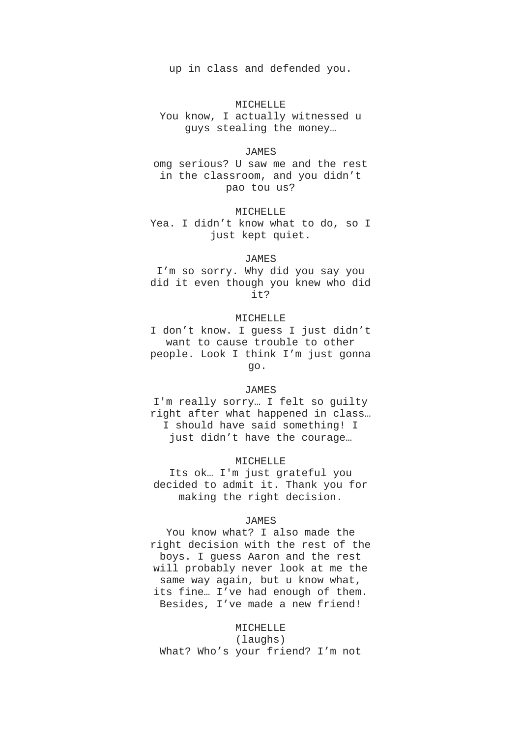up in class and defended you.

MICHELLE

You know, I actually witnessed u guys stealing the money…

JAMES

omg serious? U saw me and the rest in the classroom, and you didn't pao tou us?

MICHELLE

Yea. I didn't know what to do, so I just kept quiet.

JAMES

I'm so sorry. Why did you say you did it even though you knew who did it?

MICHELLE

I don't know. I guess I just didn't want to cause trouble to other people. Look I think I'm just gonna go.

JAMES

I'm really sorry… I felt so guilty right after what happened in class… I should have said something! I just didn't have the courage…

MICHELLE

Its ok… I'm just grateful you decided to admit it. Thank you for making the right decision.

JAMES

You know what? I also made the right decision with the rest of the boys. I guess Aaron and the rest will probably never look at me the same way again, but u know what, its fine… I've had enough of them. Besides, I've made a new friend!

MICHELLE

(laughs)

What? Who's your friend? I'm not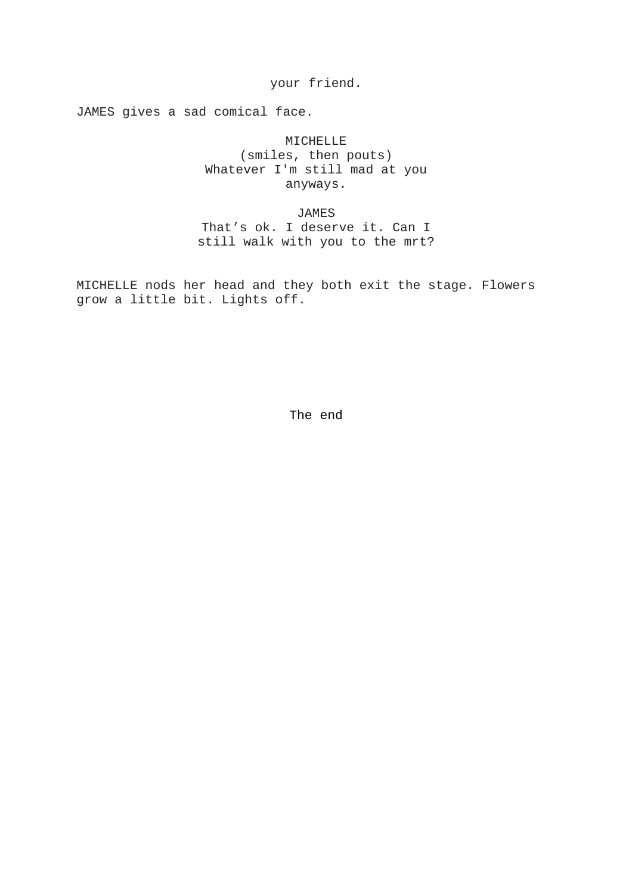your friend.

JAMES gives a sad comical face.

MICHELLE
(smiles, then pouts)
Whatever I'm still mad at you anyways.

JAMES
That’s ok. I deserve it. Can I still walk with you to the mrt?

MICHELLE nods her head and they both exit the stage. Flowers grow a little bit. Lights off.

The end